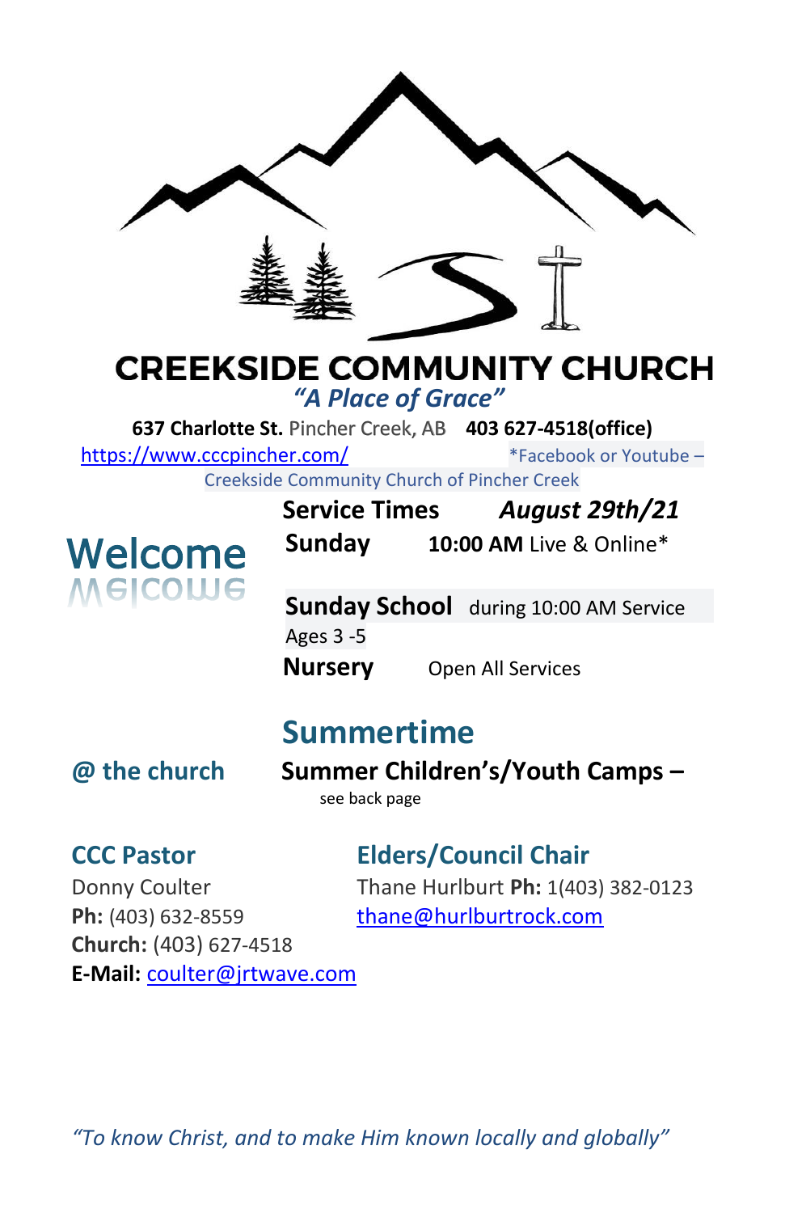# CREEKSIDE COMMUNITY CHURCH

*"A Place of Grace"*

**637 Charlotte St.** Pincher Creek, AB **403 627-4518(office)**

https://www.cccpincher.com/ *Facebook or Youtube – Creekside Community Church of Pincher Creek

## Welcome

**Service Times** ***August 29th/21***

**Sunday** **10:00 AM** Live & Online*

**Sunday School** during 10:00 AM Service
Ages 3 -5

**Nursery** Open All Services

## Summertime

**@ the church**

**Summer Children's/Youth Camps –**
see back page

### CCC Pastor

Donny Coulter
**Ph:** (403) 632-8559
**Church:** (403) 627-4518
**E-Mail:** coulter@jrtwave.com

### Elders/Council Chair

Thane Hurlburt **Ph:** 1(403) 382-0123
thane@hurlburtrock.com

*"To know Christ, and to make Him known locally and globally"*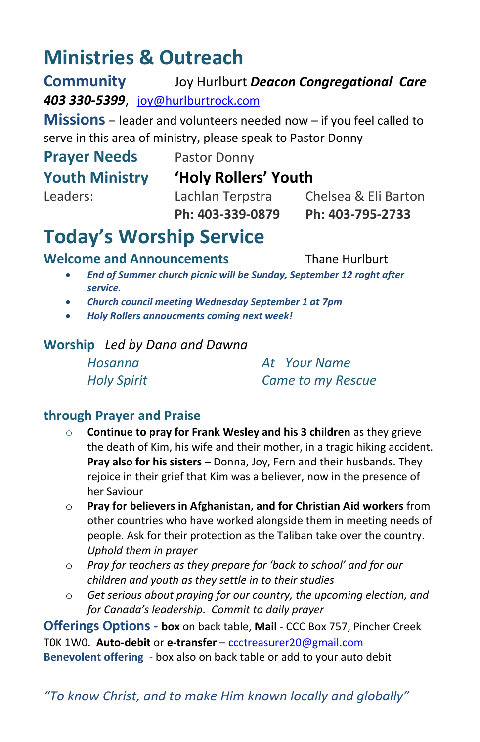# Ministries & Outreach

**Community** Joy Hurlbut ***Deacon Congregational Care***
***403 330-5399***, joy@hurlburtrock.com

**Missions** – leader and volunteers needed now – if you feel called to serve in this area of ministry, please speak to Pastor Donny

**Prayer Needs** Pastor Donny

**Youth Ministry** **'Holy Rollers' Youth**

| Leaders: | Lachlan Terpstra | Chelsea & Eli Barton |
|---|---|---|
| | **Ph: 403-339-0879** | **Ph: 403-795-2733** |

# Today's Worship Service

### Welcome and Announcements — Thane Hurlburt

- ***End of Summer church picnic will be Sunday, September 12 roght after service.***
- ***Church council meeting Wednesday September 1 at 7pm***
- ***Holy Rollers annoucments coming next week!***

### Worship *Led by Dana and Dawna*

*Hosanna*
*At Your Name*
*Holy Spirit*
*Came to my Rescue*

### through Prayer and Praise

- **Continue to pray for Frank Wesley and his 3 children** as they grieve the death of Kim, his wife and their mother, in a tragic hiking accident. **Pray also for his sisters** – Donna, Joy, Fern and their husbands. They rejoice in their grief that Kim was a believer, now in the presence of her Saviour
- **Pray for believers in Afghanistan, and for Christian Aid workers** from other countries who have worked alongside them in meeting needs of people. Ask for their protection as the Taliban take over the country. *Uphold them in prayer*
- *Pray for teachers as they prepare for 'back to school' and for our children and youth as they settle in to their studies*
- *Get serious about praying for our country, the upcoming election, and for Canada's leadership. Commit to daily prayer*

**Offerings Options - box** on back table, **Mail** - CCC Box 757, Pincher Creek T0K 1W0. **Auto-debit** or **e-transfer** – ccctreasurer20@gmail.com
**Benevolent offering** - box also on back table or add to your auto debit

*"To know Christ, and to make Him known locally and globally"*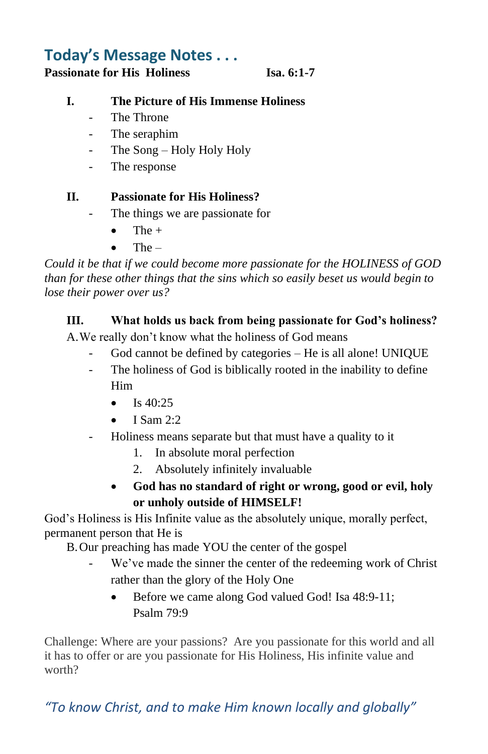## Today's Message Notes . . .

**Passionate for His Holiness** **Isa. 6:1-7**

**I. The Picture of His Immense Holiness**

- The Throne
- The seraphim
- The Song – Holy Holy Holy
- The response

**II. Passionate for His Holiness?**

- The things we are passionate for
    - The +
    - The –

*Could it be that if we could become more passionate for the HOLINESS of GOD than for these other things that the sins which so easily beset us would begin to lose their power over us?*

**III. What holds us back from being passionate for God's holiness?**

A. We really don't know what the holiness of God means

- God cannot be defined by categories – He is all alone! UNIQUE
- The holiness of God is biblically rooted in the inability to define Him
    - Is 40:25
    - I Sam 2:2
- Holiness means separate but that must have a quality to it
    1. In absolute moral perfection
    2. Absolutely infinitely invaluable
    - **God has no standard of right or wrong, good or evil, holy or unholy outside of HIMSELF!**

God's Holiness is His Infinite value as the absolutely unique, morally perfect, permanent person that He is

B. Our preaching has made YOU the center of the gospel

- We've made the sinner the center of the redeeming work of Christ rather than the glory of the Holy One
    - Before we came along God valued God! Isa 48:9-11; Psalm 79:9

Challenge: Where are your passions? Are you passionate for this world and all it has to offer or are you passionate for His Holiness, His infinite value and worth?

*"To know Christ, and to make Him known locally and globally"*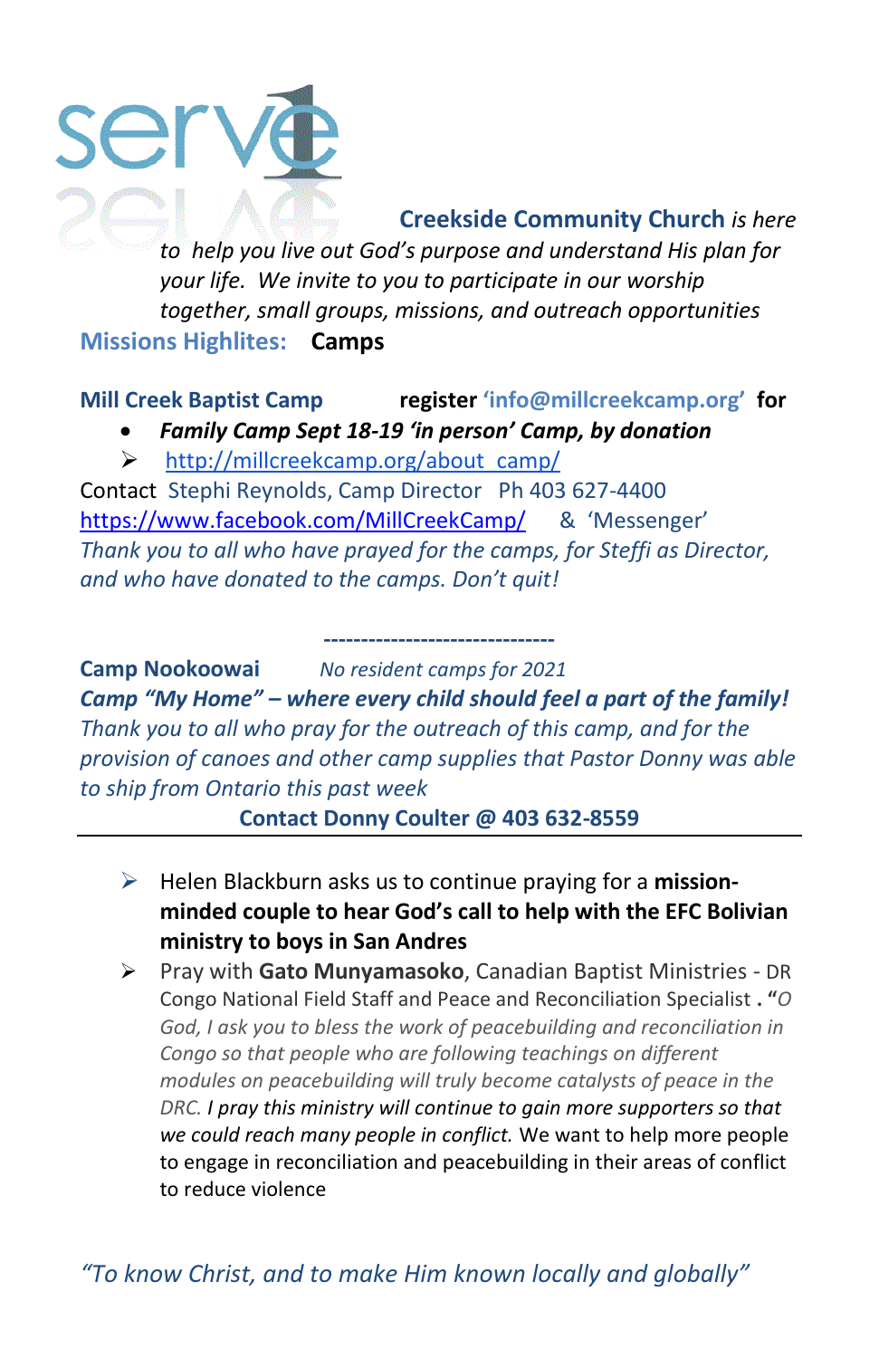**Creekside Community Church** *is here to help you live out God's purpose and understand His plan for your life. We invite to you to participate in our worship together, small groups, missions, and outreach opportunities*

**Missions Highlites: Camps**

**Mill Creek Baptist Camp** **register 'info@millcreekcamp.org' for**

- ***Family Camp Sept 18-19 'in person' Camp, by donation***

➢ http://millcreekcamp.org/about_camp/

Contact Stephi Reynolds, Camp Director Ph 403 627-4400

https://www.facebook.com/MillCreekCamp/ & 'Messenger'

*Thank you to all who have prayed for the camps, for Steffi as Director, and who have donated to the camps. Don't quit!*

-------------------------------

**Camp Nookoowai** *No resident camps for 2021*

***Camp "My Home" – where every child should feel a part of the family!***

*Thank you to all who pray for the outreach of this camp, and for the provision of canoes and other camp supplies that Pastor Donny was able to ship from Ontario this past week*

**Contact Donny Coulter @ 403 632-8559**

---

- Helen Blackburn asks us to continue praying for a **mission-minded couple to hear God's call to help with the EFC Bolivian ministry to boys in San Andres**
- Pray with **Gato Munyamasoko**, Canadian Baptist Ministries - DR Congo National Field Staff and Peace and Reconciliation Specialist . **"***O God, I ask you to bless the work of peacebuilding and reconciliation in Congo so that people who are following teachings on different modules on peacebuilding will truly become catalysts of peace in the DRC. I pray this ministry will continue to gain more supporters so that we could reach many people in conflict.* We want to help more people to engage in reconciliation and peacebuilding in their areas of conflict to reduce violence

*"To know Christ, and to make Him known locally and globally"*